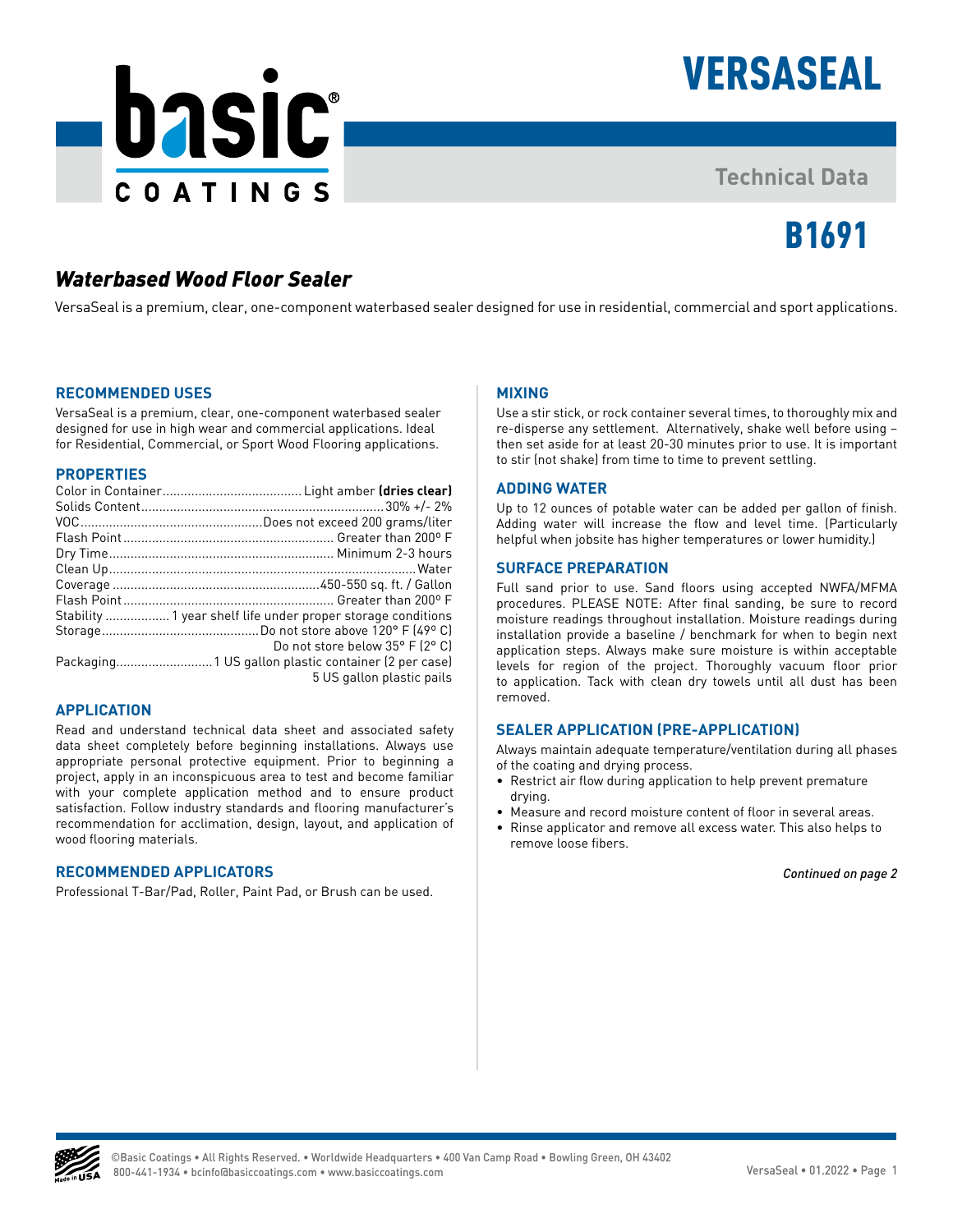# VERSASEAL

Technical Data

# B1691

## *Waterbased Wood Floor Sealer*

VersaSeal is a premium, clear, one-component waterbased sealer designed for use in residential, commercial and sport applications.

### RECOMMENDED USES

VersaSeal is a premium, clear, one-component waterbased sealer designed for use in high wear and commercial applications. Ideal for Residential, Commercial, or Sport Wood Flooring applications.

### PROPERTIES

| Property | Value |
|---|---|
| Color in Container | Light amber **(dries clear)** |
| Solids Content | 30% +/- 2% |
| VOC | Does not exceed 200 grams/liter |
| Flash Point | Greater than 200º F |
| Dry Time | Minimum 2-3 hours |
| Clean Up | Water |
| Coverage | 450-550 sq. ft. / Gallon |
| Flash Point | Greater than 200º F |
| Stability | 1 year shelf life under proper storage conditions |
| Storage | Do not store above 120° F (49° C)<br>Do not store below 35° F (2° C) |
| Packaging | 1 US gallon plastic container (2 per case)<br>5 US gallon plastic pails |

### APPLICATION

Read and understand technical data sheet and associated safety data sheet completely before beginning installations. Always use appropriate personal protective equipment. Prior to beginning a project, apply in an inconspicuous area to test and become familiar with your complete application method and to ensure product satisfaction. Follow industry standards and flooring manufacturer's recommendation for acclimation, design, layout, and application of wood flooring materials.

### RECOMMENDED APPLICATORS

Professional T-Bar/Pad, Roller, Paint Pad, or Brush can be used.

### MIXING

Use a stir stick, or rock container several times, to thoroughly mix and re-disperse any settlement. Alternatively, shake well before using – then set aside for at least 20-30 minutes prior to use. It is important to stir (not shake) from time to time to prevent settling.

### ADDING WATER

Up to 12 ounces of potable water can be added per gallon of finish. Adding water will increase the flow and level time. (Particularly helpful when jobsite has higher temperatures or lower humidity.)

### SURFACE PREPARATION

Full sand prior to use. Sand floors using accepted NWFA/MFMA procedures. PLEASE NOTE: After final sanding, be sure to record moisture readings throughout installation. Moisture readings during installation provide a baseline / benchmark for when to begin next application steps. Always make sure moisture is within acceptable levels for region of the project. Thoroughly vacuum floor prior to application. Tack with clean dry towels until all dust has been removed.

### SEALER APPLICATION (PRE-APPLICATION)

Always maintain adequate temperature/ventilation during all phases of the coating and drying process.

- Restrict air flow during application to help prevent premature drying.
- Measure and record moisture content of floor in several areas.
- Rinse applicator and remove all excess water. This also helps to remove loose fibers.

*Continued on page 2*

©Basic Coatings • All Rights Reserved. • Worldwide Headquarters • 400 Van Camp Road • Bowling Green, OH 43402
800-441-1934 • bcinfo@basiccoatings.com • www.basiccoatings.com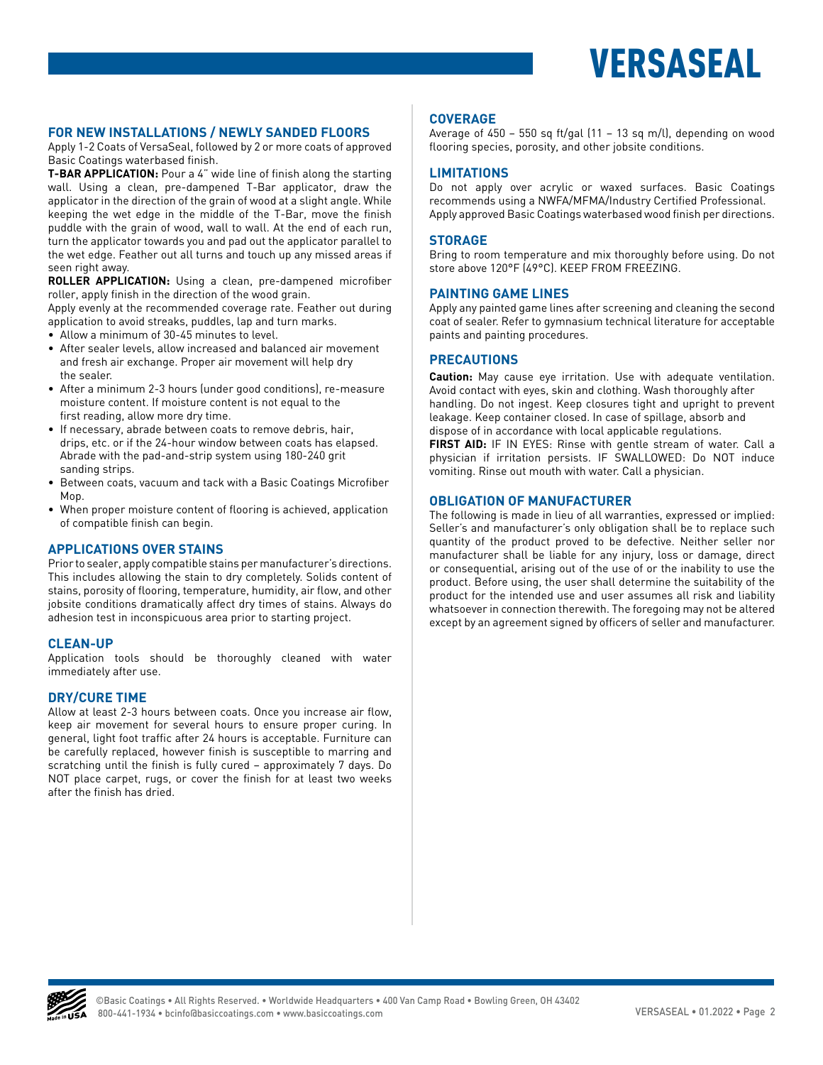# VERSASEAL

## FOR NEW INSTALLATIONS / NEWLY SANDED FLOORS

Apply 1-2 Coats of VersaSeal, followed by 2 or more coats of approved Basic Coatings waterbased finish.

**T-BAR APPLICATION:** Pour a 4" wide line of finish along the starting wall. Using a clean, pre-dampened T-Bar applicator, draw the applicator in the direction of the grain of wood at a slight angle. While keeping the wet edge in the middle of the T-Bar, move the finish puddle with the grain of wood, wall to wall. At the end of each run, turn the applicator towards you and pad out the applicator parallel to the wet edge. Feather out all turns and touch up any missed areas if seen right away.

**ROLLER APPLICATION:** Using a clean, pre-dampened microfiber roller, apply finish in the direction of the wood grain.

Apply evenly at the recommended coverage rate. Feather out during application to avoid streaks, puddles, lap and turn marks.

- Allow a minimum of 30-45 minutes to level.
- After sealer levels, allow increased and balanced air movement and fresh air exchange. Proper air movement will help dry the sealer.
- After a minimum 2-3 hours (under good conditions), re-measure moisture content. If moisture content is not equal to the first reading, allow more dry time.
- If necessary, abrade between coats to remove debris, hair, drips, etc. or if the 24-hour window between coats has elapsed. Abrade with the pad-and-strip system using 180-240 grit sanding strips.
- Between coats, vacuum and tack with a Basic Coatings Microfiber Mop.
- When proper moisture content of flooring is achieved, application of compatible finish can begin.

## APPLICATIONS OVER STAINS

Prior to sealer, apply compatible stains per manufacturer's directions. This includes allowing the stain to dry completely. Solids content of stains, porosity of flooring, temperature, humidity, air flow, and other jobsite conditions dramatically affect dry times of stains. Always do adhesion test in inconspicuous area prior to starting project.

## CLEAN-UP

Application tools should be thoroughly cleaned with water immediately after use.

## DRY/CURE TIME

Allow at least 2-3 hours between coats. Once you increase air flow, keep air movement for several hours to ensure proper curing. In general, light foot traffic after 24 hours is acceptable. Furniture can be carefully replaced, however finish is susceptible to marring and scratching until the finish is fully cured – approximately 7 days. Do NOT place carpet, rugs, or cover the finish for at least two weeks after the finish has dried.

## COVERAGE

Average of 450 – 550 sq ft/gal (11 – 13 sq m/l), depending on wood flooring species, porosity, and other jobsite conditions.

## LIMITATIONS

Do not apply over acrylic or waxed surfaces. Basic Coatings recommends using a NWFA/MFMA/Industry Certified Professional. Apply approved Basic Coatings waterbased wood finish per directions.

## STORAGE

Bring to room temperature and mix thoroughly before using. Do not store above 120°F (49°C). KEEP FROM FREEZING.

## PAINTING GAME LINES

Apply any painted game lines after screening and cleaning the second coat of sealer. Refer to gymnasium technical literature for acceptable paints and painting procedures.

## PRECAUTIONS

**Caution:** May cause eye irritation. Use with adequate ventilation. Avoid contact with eyes, skin and clothing. Wash thoroughly after handling. Do not ingest. Keep closures tight and upright to prevent leakage. Keep container closed. In case of spillage, absorb and dispose of in accordance with local applicable regulations.

**FIRST AID:** IF IN EYES: Rinse with gentle stream of water. Call a physician if irritation persists. IF SWALLOWED: Do NOT induce vomiting. Rinse out mouth with water. Call a physician.

## OBLIGATION OF MANUFACTURER

The following is made in lieu of all warranties, expressed or implied: Seller's and manufacturer's only obligation shall be to replace such quantity of the product proved to be defective. Neither seller nor manufacturer shall be liable for any injury, loss or damage, direct or consequential, arising out of the use of or the inability to use the product. Before using, the user shall determine the suitability of the product for the intended use and user assumes all risk and liability whatsoever in connection therewith. The foregoing may not be altered except by an agreement signed by officers of seller and manufacturer.

Made in USA

©Basic Coatings • All Rights Reserved. • Worldwide Headquarters • 400 Van Camp Road • Bowling Green, OH 43402
800-441-1934 • bcinfo@basiccoatings.com • www.basiccoatings.com